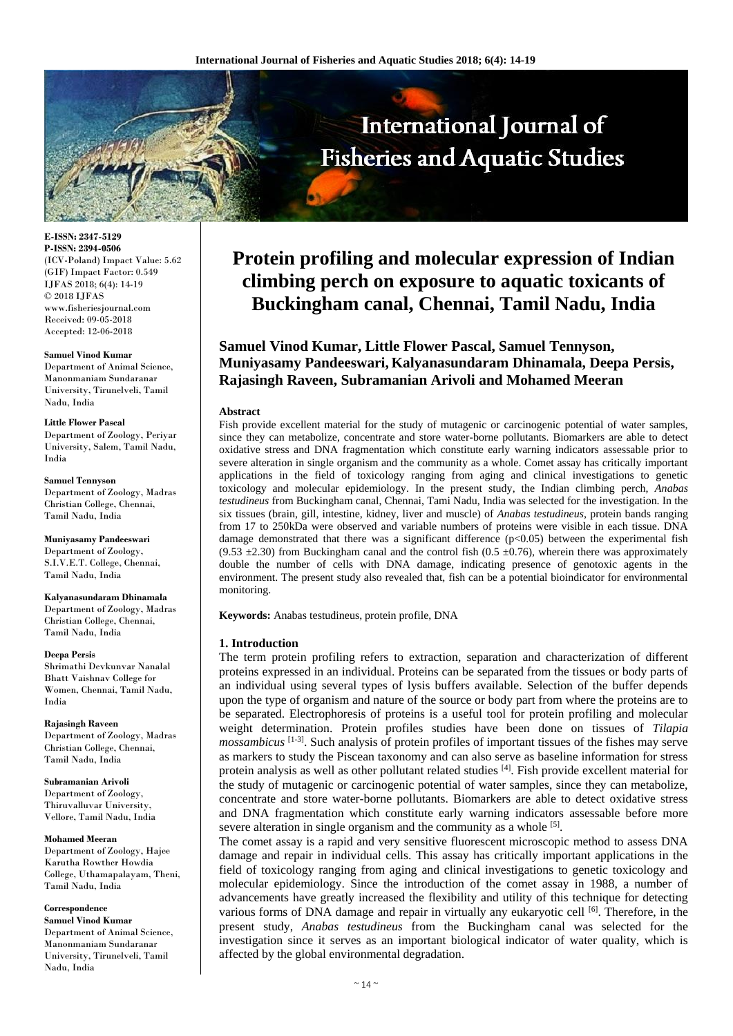# Protein profiling and molecular expression of Indian climbing perch on exposure to aquatic toxicants of Buckingham canal, Chennai, Tamil Nadu, India

**Samuel Vinod Kumar, Little Flower Pascal, Samuel Tennyson, Muniyasamy Pandeeswari, Kalyanasundaram Dhinamala, Deepa Persis, Rajasingh Raveen, Subramanian Arivoli and Mohamed Meeran**

E-ISSN: 2347-5129
P-ISSN: 2394-0506
(ICV-Poland) Impact Value: 5.62
(GIF) Impact Factor: 0.549
IJFAS 2018; 6(4): 14-19
© 2018 IJFAS
www.fisheriesjournal.com
Received: 09-05-2018
Accepted: 12-06-2018

**Samuel Vinod Kumar**
Department of Animal Science, Manonmaniam Sundaranar University, Tirunelveli, Tamil Nadu, India

**Little Flower Pascal**
Department of Zoology, Periyar University, Salem, Tamil Nadu, India

**Samuel Tennyson**
Department of Zoology, Madras Christian College, Chennai, Tamil Nadu, India

**Muniyasamy Pandeeswari**
Department of Zoology, S.I.V.E.T. College, Chennai, Tamil Nadu, India

**Kalyanasundaram Dhinamala**
Department of Zoology, Madras Christian College, Chennai, Tamil Nadu, India

**Deepa Persis**
Shrimathi Devkunvar Nanalal Bhatt Vaishnav College for Women, Chennai, Tamil Nadu, India

**Rajasingh Raveen**
Department of Zoology, Madras Christian College, Chennai, Tamil Nadu, India

**Subramanian Arivoli**
Department of Zoology, Thiruvalluvar University, Vellore, Tamil Nadu, India

**Mohamed Meeran**
Department of Zoology, Hajee Karutha Rowther Howdia College, Uthamapalayam, Theni, Tamil Nadu, India

**Correspondence**
**Samuel Vinod Kumar**
Department of Animal Science, Manonmaniam Sundaranar University, Tirunelveli, Tamil Nadu, India

## Abstract

Fish provide excellent material for the study of mutagenic or carcinogenic potential of water samples, since they can metabolize, concentrate and store water-borne pollutants. Biomarkers are able to detect oxidative stress and DNA fragmentation which constitute early warning indicators assessable prior to severe alteration in single organism and the community as a whole. Comet assay has critically important applications in the field of toxicology ranging from aging and clinical investigations to genetic toxicology and molecular epidemiology. In the present study, the Indian climbing perch, *Anabas testudineus* from Buckingham canal, Chennai, Tami Nadu, India was selected for the investigation. In the six tissues (brain, gill, intestine, kidney, liver and muscle) of *Anabas testudineus*, protein bands ranging from 17 to 250kDa were observed and variable numbers of proteins were visible in each tissue. DNA damage demonstrated that there was a significant difference ($p<0.05$) between the experimental fish ($9.53 \pm 2.30$) from Buckingham canal and the control fish ($0.5 \pm 0.76$), wherein there was approximately double the number of cells with DNA damage, indicating presence of genotoxic agents in the environment. The present study also revealed that, fish can be a potential bioindicator for environmental monitoring.

**Keywords:** Anabas testudineus, protein profile, DNA

## 1. Introduction

The term protein profiling refers to extraction, separation and characterization of different proteins expressed in an individual. Proteins can be separated from the tissues or body parts of an individual using several types of lysis buffers available. Selection of the buffer depends upon the type of organism and nature of the source or body part from where the proteins are to be separated. Electrophoresis of proteins is a useful tool for protein profiling and molecular weight determination. Protein profiles studies have been done on tissues of *Tilapia mossambicus* [1-3]. Such analysis of protein profiles of important tissues of the fishes may serve as markers to study the Piscean taxonomy and can also serve as baseline information for stress protein analysis as well as other pollutant related studies [4]. Fish provide excellent material for the study of mutagenic or carcinogenic potential of water samples, since they can metabolize, concentrate and store water-borne pollutants. Biomarkers are able to detect oxidative stress and DNA fragmentation which constitute early warning indicators assessable before more severe alteration in single organism and the community as a whole [5].

The comet assay is a rapid and very sensitive fluorescent microscopic method to assess DNA damage and repair in individual cells. This assay has critically important applications in the field of toxicology ranging from aging and clinical investigations to genetic toxicology and molecular epidemiology. Since the introduction of the comet assay in 1988, a number of advancements have greatly increased the flexibility and utility of this technique for detecting various forms of DNA damage and repair in virtually any eukaryotic cell [6]. Therefore, in the present study, *Anabas testudineus* from the Buckingham canal was selected for the investigation since it serves as an important biological indicator of water quality, which is affected by the global environmental degradation.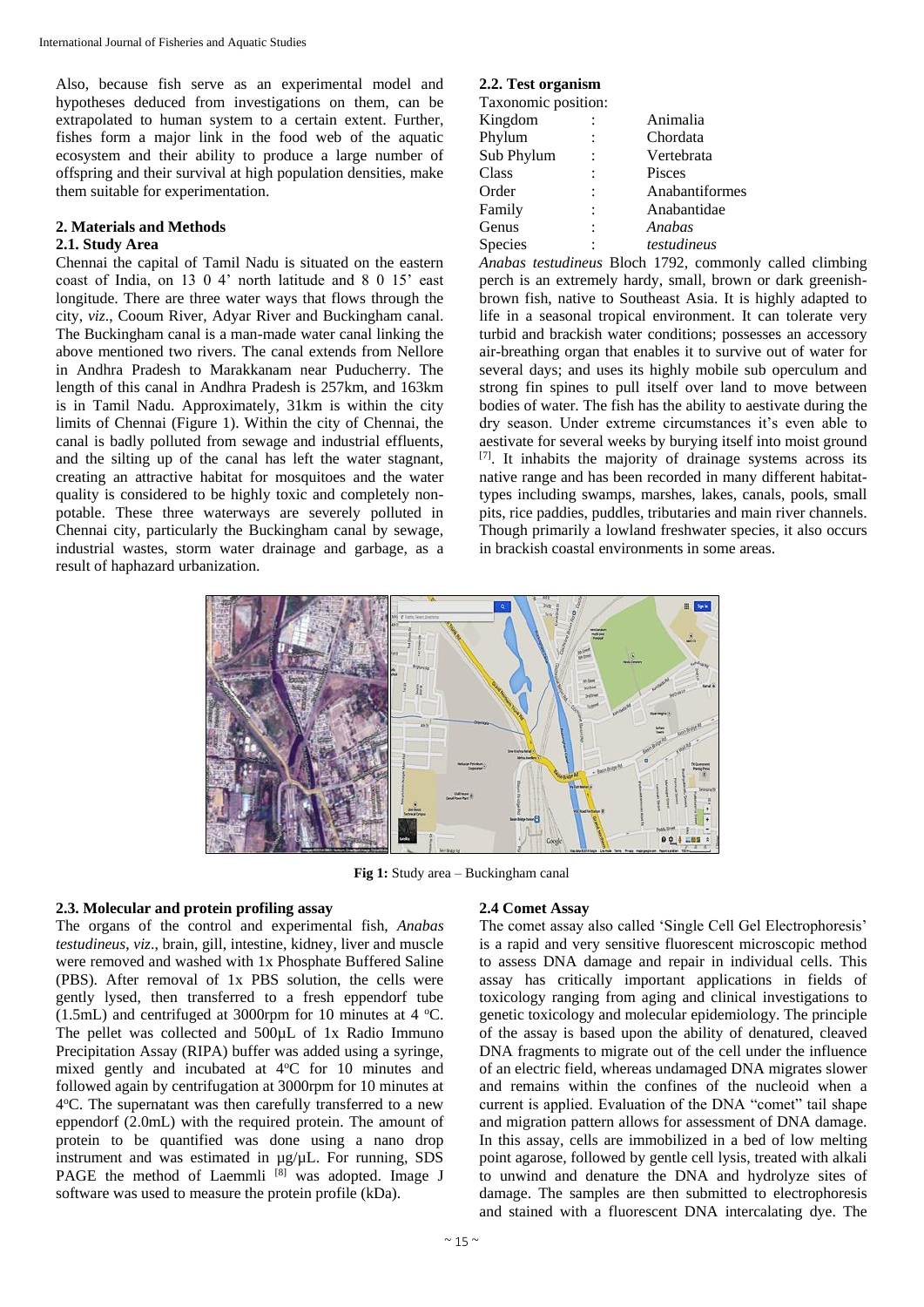Also, because fish serve as an experimental model and hypotheses deduced from investigations on them, can be extrapolated to human system to a certain extent. Further, fishes form a major link in the food web of the aquatic ecosystem and their ability to produce a large number of offspring and their survival at high population densities, make them suitable for experimentation.

## 2. Materials and Methods

### 2.1. Study Area

Chennai the capital of Tamil Nadu is situated on the eastern coast of India, on 13 0 4' north latitude and 8 0 15' east longitude. There are three water ways that flows through the city, *viz*., Cooum River, Adyar River and Buckingham canal. The Buckingham canal is a man-made water canal linking the above mentioned two rivers. The canal extends from Nellore in Andhra Pradesh to Marakkanam near Puducherry. The length of this canal in Andhra Pradesh is 257km, and 163km is in Tamil Nadu. Approximately, 31km is within the city limits of Chennai (Figure 1). Within the city of Chennai, the canal is badly polluted from sewage and industrial effluents, and the silting up of the canal has left the water stagnant, creating an attractive habitat for mosquitoes and the water quality is considered to be highly toxic and completely non-potable. These three waterways are severely polluted in Chennai city, particularly the Buckingham canal by sewage, industrial wastes, storm water drainage and garbage, as a result of haphazard urbanization.

### 2.2. Test organism

Taxonomic position:

| | | |
|---|---|---|
| Kingdom | : | Animalia |
| Phylum | : | Chordata |
| Sub Phylum | : | Vertebrata |
| Class | : | Pisces |
| Order | : | Anabantiformes |
| Family | : | Anabantidae |
| Genus | : | *Anabas* |
| Species | : | *testudineus* |

*Anabas testudineus* Bloch 1792, commonly called climbing perch is an extremely hardy, small, brown or dark greenish-brown fish, native to Southeast Asia. It is highly adapted to life in a seasonal tropical environment. It can tolerate very turbid and brackish water conditions; possesses an accessory air-breathing organ that enables it to survive out of water for several days; and uses its highly mobile sub operculum and strong fin spines to pull itself over land to move between bodies of water. The fish has the ability to aestivate during the dry season. Under extreme circumstances it's even able to aestivate for several weeks by burying itself into moist ground [7]. It inhabits the majority of drainage systems across its native range and has been recorded in many different habitat-types including swamps, marshes, lakes, canals, pools, small pits, rice paddies, puddles, tributaries and main river channels. Though primarily a lowland freshwater species, it also occurs in brackish coastal environments in some areas.

**Fig 1:** Study area – Buckingham canal

### 2.3. Molecular and protein profiling assay

The organs of the control and experimental fish, *Anabas testudineus*, *viz*., brain, gill, intestine, kidney, liver and muscle were removed and washed with 1x Phosphate Buffered Saline (PBS). After removal of 1x PBS solution, the cells were gently lysed, then transferred to a fresh eppendorf tube (1.5mL) and centrifuged at 3000rpm for 10 minutes at 4 $^{o}$C. The pellet was collected and 500µL of 1x Radio Immuno Precipitation Assay (RIPA) buffer was added using a syringe, mixed gently and incubated at 4$^{o}$C for 10 minutes and followed again by centrifugation at 3000rpm for 10 minutes at 4$^{o}$C. The supernatant was then carefully transferred to a new eppendorf (2.0mL) with the required protein. The amount of protein to be quantified was done using a nano drop instrument and was estimated in µg/µL. For running, SDS PAGE the method of Laemmli [8] was adopted. Image J software was used to measure the protein profile (kDa).

### 2.4 Comet Assay

The comet assay also called 'Single Cell Gel Electrophoresis' is a rapid and very sensitive fluorescent microscopic method to assess DNA damage and repair in individual cells. This assay has critically important applications in fields of toxicology ranging from aging and clinical investigations to genetic toxicology and molecular epidemiology. The principle of the assay is based upon the ability of denatured, cleaved DNA fragments to migrate out of the cell under the influence of an electric field, whereas undamaged DNA migrates slower and remains within the confines of the nucleoid when a current is applied. Evaluation of the DNA "comet" tail shape and migration pattern allows for assessment of DNA damage. In this assay, cells are immobilized in a bed of low melting point agarose, followed by gentle cell lysis, treated with alkali to unwind and denature the DNA and hydrolyze sites of damage. The samples are then submitted to electrophoresis and stained with a fluorescent DNA intercalating dye. The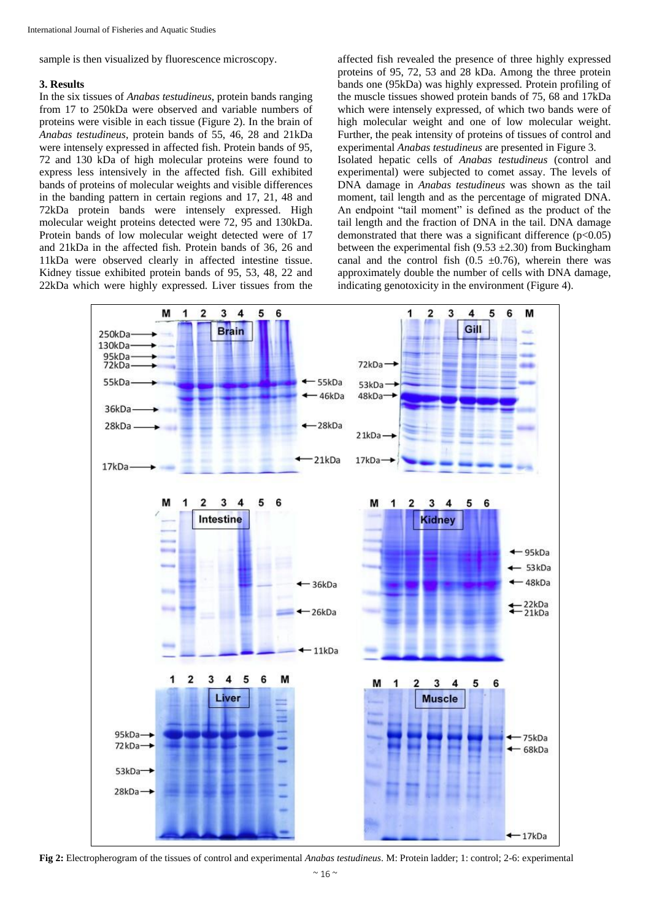sample is then visualized by fluorescence microscopy.

### 3. Results

In the six tissues of *Anabas testudineus*, protein bands ranging from 17 to 250kDa were observed and variable numbers of proteins were visible in each tissue (Figure 2). In the brain of *Anabas testudineus*, protein bands of 55, 46, 28 and 21kDa were intensely expressed in affected fish. Protein bands of 95, 72 and 130 kDa of high molecular proteins were found to express less intensively in the affected fish. Gill exhibited bands of proteins of molecular weights and visible differences in the banding pattern in certain regions and 17, 21, 48 and 72kDa protein bands were intensely expressed. High molecular weight proteins detected were 72, 95 and 130kDa. Protein bands of low molecular weight detected were of 17 and 21kDa in the affected fish. Protein bands of 36, 26 and 11kDa were observed clearly in affected intestine tissue. Kidney tissue exhibited protein bands of 95, 53, 48, 22 and 22kDa which were highly expressed. Liver tissues from the affected fish revealed the presence of three highly expressed proteins of 95, 72, 53 and 28 kDa. Among the three protein bands one (95kDa) was highly expressed. Protein profiling of the muscle tissues showed protein bands of 75, 68 and 17kDa which were intensely expressed, of which two bands were of high molecular weight and one of low molecular weight. Further, the peak intensity of proteins of tissues of control and experimental *Anabas testudineus* are presented in Figure 3.

Isolated hepatic cells of *Anabas testudineus* (control and experimental) were subjected to comet assay. The levels of DNA damage in *Anabas testudineus* was shown as the tail moment, tail length and as the percentage of migrated DNA. An endpoint "tail moment" is defined as the product of the tail length and the fraction of DNA in the tail. DNA damage demonstrated that there was a significant difference ($p<0.05$) between the experimental fish ($9.53 \pm 2.30$) from Buckingham canal and the control fish ($0.5 \pm 0.76$), wherein there was approximately double the number of cells with DNA damage, indicating genotoxicity in the environment (Figure 4).

**Fig 2:** Electropherogram of the tissues of control and experimental *Anabas testudineus*. M: Protein ladder; 1: control; 2-6: experimental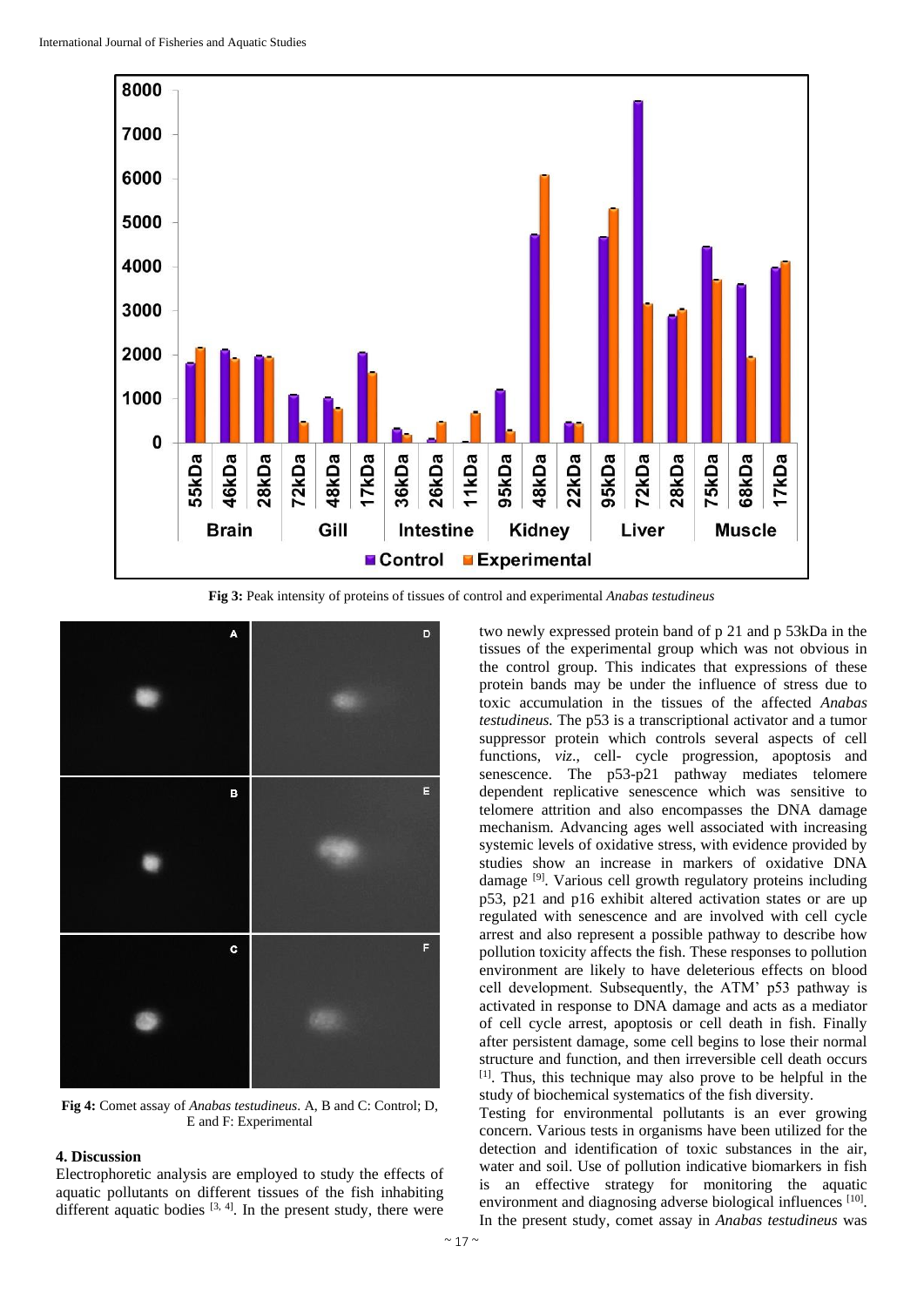Fig 3: Peak intensity of proteins of tissues of control and experimental *Anabas testudineus*

Fig 4: Comet assay of *Anabas testudineus*. A, B and C: Control; D, E and F: Experimental

## 4. Discussion

Electrophoretic analysis are employed to study the effects of aquatic pollutants on different tissues of the fish inhabiting different aquatic bodies [3, 4]. In the present study, there were two newly expressed protein band of p 21 and p 53kDa in the tissues of the experimental group which was not obvious in the control group. This indicates that expressions of these protein bands may be under the influence of stress due to toxic accumulation in the tissues of the affected *Anabas testudineus.* The p53 is a transcriptional activator and a tumor suppressor protein which controls several aspects of cell functions, *viz.,* cell- cycle progression, apoptosis and senescence. The p53-p21 pathway mediates telomere dependent replicative senescence which was sensitive to telomere attrition and also encompasses the DNA damage mechanism. Advancing ages well associated with increasing systemic levels of oxidative stress, with evidence provided by studies show an increase in markers of oxidative DNA damage [9]. Various cell growth regulatory proteins including p53, p21 and p16 exhibit altered activation states or are up regulated with senescence and are involved with cell cycle arrest and also represent a possible pathway to describe how pollution toxicity affects the fish. These responses to pollution environment are likely to have deleterious effects on blood cell development. Subsequently, the ATM' p53 pathway is activated in response to DNA damage and acts as a mediator of cell cycle arrest, apoptosis or cell death in fish. Finally after persistent damage, some cell begins to lose their normal structure and function, and then irreversible cell death occurs [1]. Thus, this technique may also prove to be helpful in the study of biochemical systematics of the fish diversity.

Testing for environmental pollutants is an ever growing concern. Various tests in organisms have been utilized for the detection and identification of toxic substances in the air, water and soil. Use of pollution indicative biomarkers in fish is an effective strategy for monitoring the aquatic environment and diagnosing adverse biological influences [10]. In the present study, comet assay in *Anabas testudineus* was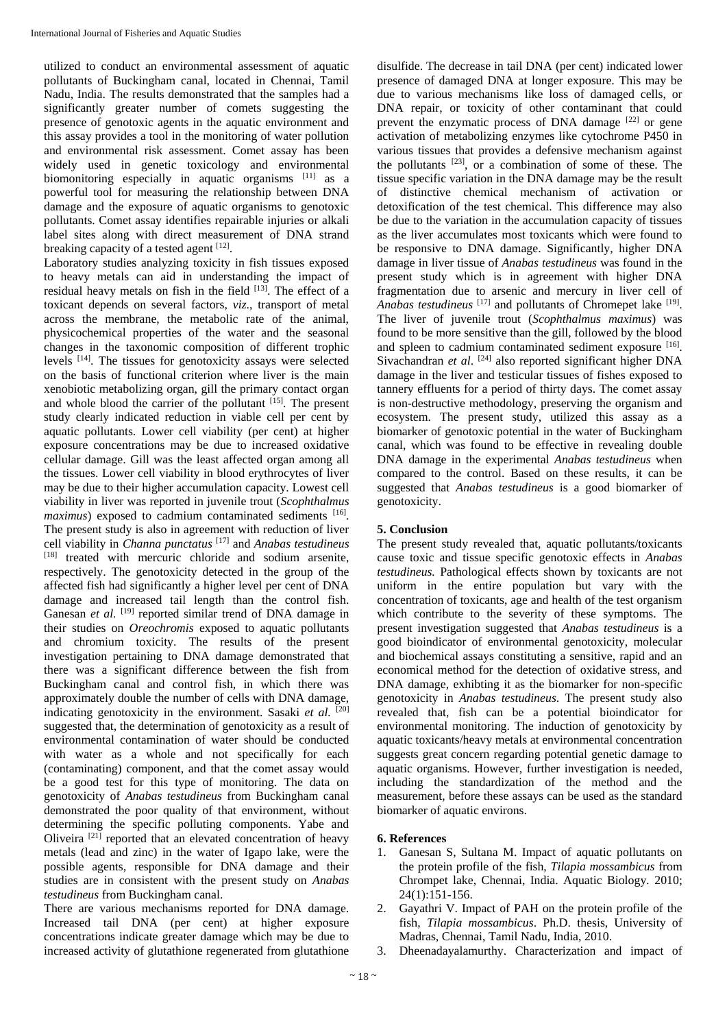utilized to conduct an environmental assessment of aquatic pollutants of Buckingham canal, located in Chennai, Tamil Nadu, India. The results demonstrated that the samples had a significantly greater number of comets suggesting the presence of genotoxic agents in the aquatic environment and this assay provides a tool in the monitoring of water pollution and environmental risk assessment. Comet assay has been widely used in genetic toxicology and environmental biomonitoring especially in aquatic organisms [11] as a powerful tool for measuring the relationship between DNA damage and the exposure of aquatic organisms to genotoxic pollutants. Comet assay identifies repairable injuries or alkali label sites along with direct measurement of DNA strand breaking capacity of a tested agent [12].

Laboratory studies analyzing toxicity in fish tissues exposed to heavy metals can aid in understanding the impact of residual heavy metals on fish in the field [13]. The effect of a toxicant depends on several factors, *viz.*, transport of metal across the membrane, the metabolic rate of the animal, physicochemical properties of the water and the seasonal changes in the taxonomic composition of different trophic levels [14]. The tissues for genotoxicity assays were selected on the basis of functional criterion where liver is the main xenobiotic metabolizing organ, gill the primary contact organ and whole blood the carrier of the pollutant [15]. The present study clearly indicated reduction in viable cell per cent by aquatic pollutants. Lower cell viability (per cent) at higher exposure concentrations may be due to increased oxidative cellular damage. Gill was the least affected organ among all the tissues. Lower cell viability in blood erythrocytes of liver may be due to their higher accumulation capacity. Lowest cell viability in liver was reported in juvenile trout (*Scophthalmus maximus*) exposed to cadmium contaminated sediments [16]. The present study is also in agreement with reduction of liver cell viability in *Channa punctatus* [17] and *Anabas testudineus* [18] treated with mercuric chloride and sodium arsenite, respectively. The genotoxicity detected in the group of the affected fish had significantly a higher level per cent of DNA damage and increased tail length than the control fish. Ganesan *et al.* [19] reported similar trend of DNA damage in their studies on *Oreochromis* exposed to aquatic pollutants and chromium toxicity. The results of the present investigation pertaining to DNA damage demonstrated that there was a significant difference between the fish from Buckingham canal and control fish, in which there was approximately double the number of cells with DNA damage, indicating genotoxicity in the environment. Sasaki *et al.* [20] suggested that, the determination of genotoxicity as a result of environmental contamination of water should be conducted with water as a whole and not specifically for each (contaminating) component, and that the comet assay would be a good test for this type of monitoring. The data on genotoxicity of *Anabas testudineus* from Buckingham canal demonstrated the poor quality of that environment, without determining the specific polluting components. Yabe and Oliveira [21] reported that an elevated concentration of heavy metals (lead and zinc) in the water of Igapo lake, were the possible agents, responsible for DNA damage and their studies are in consistent with the present study on *Anabas testudineus* from Buckingham canal.

There are various mechanisms reported for DNA damage. Increased tail DNA (per cent) at higher exposure concentrations indicate greater damage which may be due to increased activity of glutathione regenerated from glutathione disulfide. The decrease in tail DNA (per cent) indicated lower presence of damaged DNA at longer exposure. This may be due to various mechanisms like loss of damaged cells, or DNA repair, or toxicity of other contaminant that could prevent the enzymatic process of DNA damage [22] or gene activation of metabolizing enzymes like cytochrome P450 in various tissues that provides a defensive mechanism against the pollutants [23], or a combination of some of these. The tissue specific variation in the DNA damage may be the result of distinctive chemical mechanism of activation or detoxification of the test chemical. This difference may also be due to the variation in the accumulation capacity of tissues as the liver accumulates most toxicants which were found to be responsive to DNA damage. Significantly, higher DNA damage in liver tissue of *Anabas testudineus* was found in the present study which is in agreement with higher DNA fragmentation due to arsenic and mercury in liver cell of *Anabas testudineus* [17] and pollutants of Chromepet lake [19]. The liver of juvenile trout (*Scophthalmus maximus*) was found to be more sensitive than the gill, followed by the blood and spleen to cadmium contaminated sediment exposure [16]. Sivachandran *et al*. [24] also reported significant higher DNA damage in the liver and testicular tissues of fishes exposed to tannery effluents for a period of thirty days. The comet assay is non-destructive methodology, preserving the organism and ecosystem. The present study, utilized this assay as a biomarker of genotoxic potential in the water of Buckingham canal, which was found to be effective in revealing double DNA damage in the experimental *Anabas testudineus* when compared to the control. Based on these results, it can be suggested that *Anabas testudineus* is a good biomarker of genotoxicity.

## 5. Conclusion

The present study revealed that, aquatic pollutants/toxicants cause toxic and tissue specific genotoxic effects in *Anabas testudineus.* Pathological effects shown by toxicants are not uniform in the entire population but vary with the concentration of toxicants, age and health of the test organism which contribute to the severity of these symptoms. The present investigation suggested that *Anabas testudineus* is a good bioindicator of environmental genotoxicity, molecular and biochemical assays constituting a sensitive, rapid and an economical method for the detection of oxidative stress, and DNA damage, exhibting it as the biomarker for non-specific genotoxicity in *Anabas testudineus.* The present study also revealed that, fish can be a potential bioindicator for environmental monitoring. The induction of genotoxicity by aquatic toxicants/heavy metals at environmental concentration suggests great concern regarding potential genetic damage to aquatic organisms. However, further investigation is needed, including the standardization of the method and the measurement, before these assays can be used as the standard biomarker of aquatic environs.

## 6. References

1. Ganesan S, Sultana M. Impact of aquatic pollutants on the protein profile of the fish, *Tilapia mossambicus* from Chrompet lake, Chennai, India. Aquatic Biology. 2010; 24(1):151-156.
2. Gayathri V. Impact of PAH on the protein profile of the fish, *Tilapia mossambicus*. Ph.D. thesis, University of Madras, Chennai, Tamil Nadu, India, 2010.
3. Dheenadayalamurthy. Characterization and impact of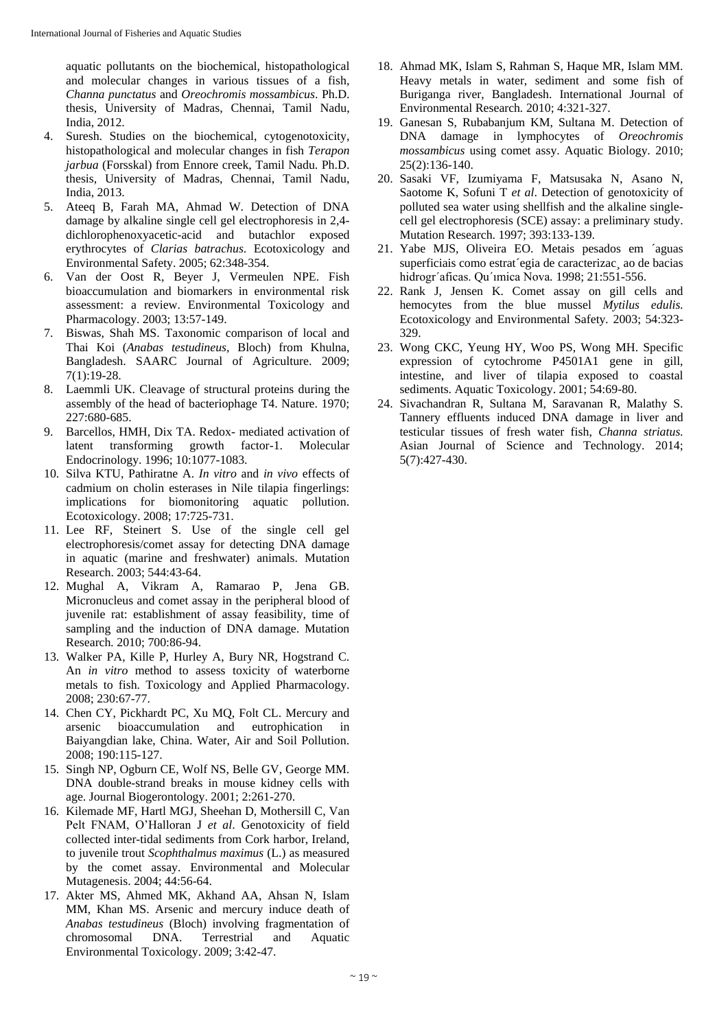aquatic pollutants on the biochemical, histopathological and molecular changes in various tissues of a fish, *Channa punctatus* and *Oreochromis mossambicus*. Ph.D. thesis, University of Madras, Chennai, Tamil Nadu, India, 2012.

4. Suresh. Studies on the biochemical, cytogenotoxicity, histopathological and molecular changes in fish *Terapon jarbua* (Forsskal) from Ennore creek, Tamil Nadu. Ph.D. thesis, University of Madras, Chennai, Tamil Nadu, India, 2013.
5. Ateeq B, Farah MA, Ahmad W. Detection of DNA damage by alkaline single cell gel electrophoresis in 2,4-dichlorophenoxyacetic-acid and butachlor exposed erythrocytes of *Clarias batrachus*. Ecotoxicology and Environmental Safety. 2005; 62:348-354.
6. Van der Oost R, Beyer J, Vermeulen NPE. Fish bioaccumulation and biomarkers in environmental risk assessment: a review. Environmental Toxicology and Pharmacology. 2003; 13:57-149.
7. Biswas, Shah MS. Taxonomic comparison of local and Thai Koi (*Anabas testudineus*, Bloch) from Khulna, Bangladesh. SAARC Journal of Agriculture. 2009; 7(1):19-28.
8. Laemmli UK. Cleavage of structural proteins during the assembly of the head of bacteriophage T4. Nature. 1970; 227:680-685.
9. Barcellos, HMH, Dix TA. Redox- mediated activation of latent transforming growth factor-1. Molecular Endocrinology. 1996; 10:1077-1083.
10. Silva KTU, Pathiratne A. *In vitro* and *in vivo* effects of cadmium on cholin esterases in Nile tilapia fingerlings: implications for biomonitoring aquatic pollution. Ecotoxicology. 2008; 17:725-731.
11. Lee RF, Steinert S. Use of the single cell gel electrophoresis/comet assay for detecting DNA damage in aquatic (marine and freshwater) animals. Mutation Research. 2003; 544:43-64.
12. Mughal A, Vikram A, Ramarao P, Jena GB. Micronucleus and comet assay in the peripheral blood of juvenile rat: establishment of assay feasibility, time of sampling and the induction of DNA damage. Mutation Research. 2010; 700:86-94.
13. Walker PA, Kille P, Hurley A, Bury NR, Hogstrand C. An *in vitro* method to assess toxicity of waterborne metals to fish. Toxicology and Applied Pharmacology. 2008; 230:67-77.
14. Chen CY, Pickhardt PC, Xu MQ, Folt CL. Mercury and arsenic bioaccumulation and eutrophication in Baiyangdian lake, China. Water, Air and Soil Pollution. 2008; 190:115-127.
15. Singh NP, Ogburn CE, Wolf NS, Belle GV, George MM. DNA double-strand breaks in mouse kidney cells with age. Journal Biogerontology. 2001; 2:261-270.
16. Kilemade MF, Hartl MGJ, Sheehan D, Mothersill C, Van Pelt FNAM, O'Halloran J *et al*. Genotoxicity of field collected inter-tidal sediments from Cork harbor, Ireland, to juvenile trout *Scophthalmus maximus* (L.) as measured by the comet assay. Environmental and Molecular Mutagenesis. 2004; 44:56-64.
17. Akter MS, Ahmed MK, Akhand AA, Ahsan N, Islam MM, Khan MS. Arsenic and mercury induce death of *Anabas testudineus* (Bloch) involving fragmentation of chromosomal DNA. Terrestrial and Aquatic Environmental Toxicology. 2009; 3:42-47.
18. Ahmad MK, Islam S, Rahman S, Haque MR, Islam MM. Heavy metals in water, sediment and some fish of Buriganga river, Bangladesh. International Journal of Environmental Research. 2010; 4:321-327.
19. Ganesan S, Rubabanjum KM, Sultana M. Detection of DNA damage in lymphocytes of *Oreochromis mossambicus* using comet assy. Aquatic Biology. 2010; 25(2):136-140.
20. Sasaki VF, Izumiyama F, Matsusaka N, Asano N, Saotome K, Sofuni T *et al*. Detection of genotoxicity of polluted sea water using shellfish and the alkaline single-cell gel electrophoresis (SCE) assay: a preliminary study. Mutation Research. 1997; 393:133-139.
21. Yabe MJS, Oliveira EO. Metais pesados em ´aguas superficiais como estrat´egia de caracterizac¸ ao de bacias hidrogr´aficas. Qu´ımica Nova. 1998; 21:551-556.
22. Rank J, Jensen K. Comet assay on gill cells and hemocytes from the blue mussel *Mytilus edulis*. Ecotoxicology and Environmental Safety. 2003; 54:323-329.
23. Wong CKC, Yeung HY, Woo PS, Wong MH. Specific expression of cytochrome P4501A1 gene in gill, intestine, and liver of tilapia exposed to coastal sediments. Aquatic Toxicology. 2001; 54:69-80.
24. Sivachandran R, Sultana M, Saravanan R, Malathy S. Tannery effluents induced DNA damage in liver and testicular tissues of fresh water fish, *Channa striatus*. Asian Journal of Science and Technology. 2014; 5(7):427-430.